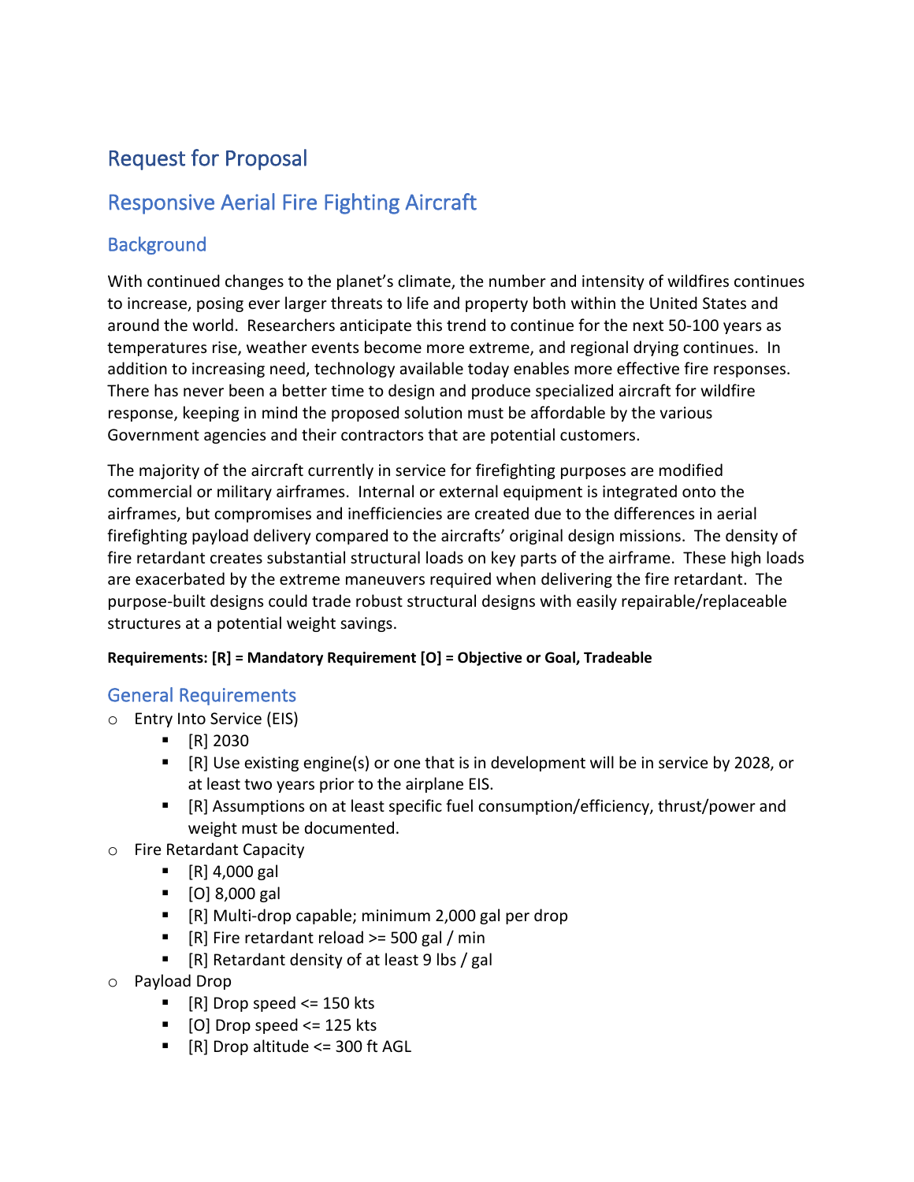# Request for Proposal

# Responsive Aerial Fire Fighting Aircraft

## Background

With continued changes to the planet's climate, the number and intensity of wildfires continues to increase, posing ever larger threats to life and property both within the United States and around the world. Researchers anticipate this trend to continue for the next 50-100 years as temperatures rise, weather events become more extreme, and regional drying continues. In addition to increasing need, technology available today enables more effective fire responses. There has never been a better time to design and produce specialized aircraft for wildfire response, keeping in mind the proposed solution must be affordable by the various Government agencies and their contractors that are potential customers.

The majority of the aircraft currently in service for firefighting purposes are modified commercial or military airframes. Internal or external equipment is integrated onto the airframes, but compromises and inefficiencies are created due to the differences in aerial firefighting payload delivery compared to the aircrafts' original design missions. The density of fire retardant creates substantial structural loads on key parts of the airframe. These high loads are exacerbated by the extreme maneuvers required when delivering the fire retardant. The purpose-built designs could trade robust structural designs with easily repairable/replaceable structures at a potential weight savings.

**Requirements: [R] = Mandatory Requirement [O] = Objective or Goal, Tradeable**

## General Requirements

- Entry Into Service (EIS)
  - [R] 2030
  - [R] Use existing engine(s) or one that is in development will be in service by 2028, or at least two years prior to the airplane EIS.
  - [R] Assumptions on at least specific fuel consumption/efficiency, thrust/power and weight must be documented.
- Fire Retardant Capacity
  - [R] 4,000 gal
  - [O] 8,000 gal
  - [R] Multi-drop capable; minimum 2,000 gal per drop
  - [R] Fire retardant reload >= 500 gal / min
  - [R] Retardant density of at least 9 lbs / gal
- Payload Drop
  - [R] Drop speed <= 150 kts
  - [O] Drop speed <= 125 kts
  - [R] Drop altitude <= 300 ft AGL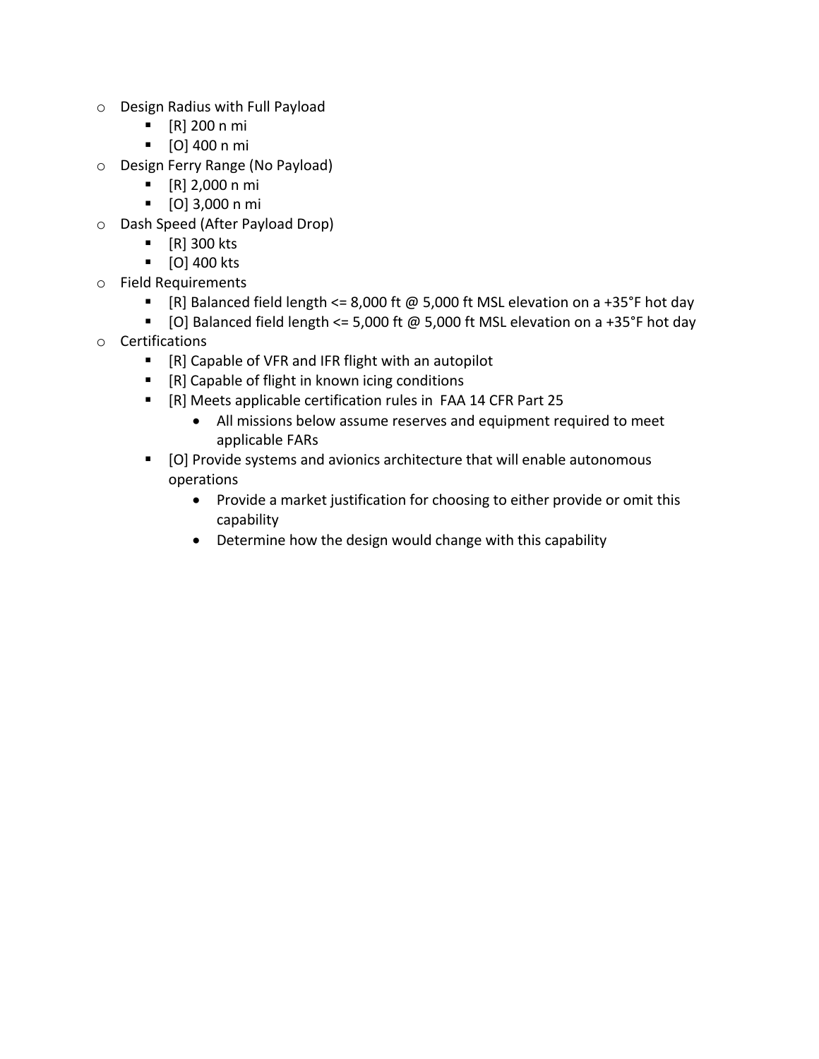- Design Radius with Full Payload
  - [R] 200 n mi
  - [O] 400 n mi
- Design Ferry Range (No Payload)
  - [R] 2,000 n mi
  - [O] 3,000 n mi
- Dash Speed (After Payload Drop)
  - [R] 300 kts
  - [O] 400 kts
- Field Requirements
  - [R] Balanced field length <= 8,000 ft @ 5,000 ft MSL elevation on a +35°F hot day
  - [O] Balanced field length <= 5,000 ft @ 5,000 ft MSL elevation on a +35°F hot day
- Certifications
  - [R] Capable of VFR and IFR flight with an autopilot
  - [R] Capable of flight in known icing conditions
  - [R] Meets applicable certification rules in FAA 14 CFR Part 25
    - All missions below assume reserves and equipment required to meet applicable FARs
  - [O] Provide systems and avionics architecture that will enable autonomous operations
    - Provide a market justification for choosing to either provide or omit this capability
    - Determine how the design would change with this capability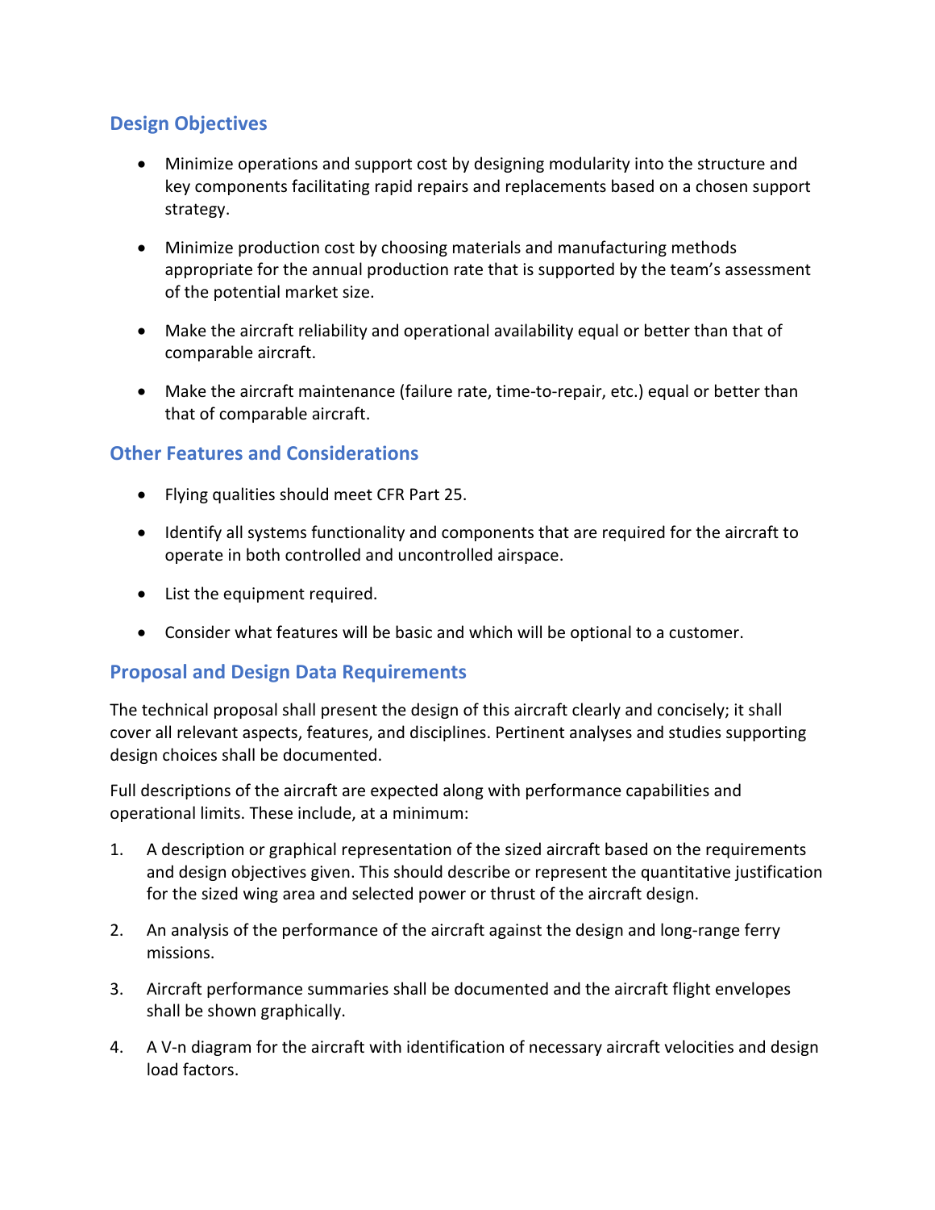## Design Objectives

- Minimize operations and support cost by designing modularity into the structure and key components facilitating rapid repairs and replacements based on a chosen support strategy.
- Minimize production cost by choosing materials and manufacturing methods appropriate for the annual production rate that is supported by the team's assessment of the potential market size.
- Make the aircraft reliability and operational availability equal or better than that of comparable aircraft.
- Make the aircraft maintenance (failure rate, time-to-repair, etc.) equal or better than that of comparable aircraft.

## Other Features and Considerations

- Flying qualities should meet CFR Part 25.
- Identify all systems functionality and components that are required for the aircraft to operate in both controlled and uncontrolled airspace.
- List the equipment required.
- Consider what features will be basic and which will be optional to a customer.

## Proposal and Design Data Requirements

The technical proposal shall present the design of this aircraft clearly and concisely; it shall cover all relevant aspects, features, and disciplines. Pertinent analyses and studies supporting design choices shall be documented.

Full descriptions of the aircraft are expected along with performance capabilities and operational limits. These include, at a minimum:

1. A description or graphical representation of the sized aircraft based on the requirements and design objectives given. This should describe or represent the quantitative justification for the sized wing area and selected power or thrust of the aircraft design.
2. An analysis of the performance of the aircraft against the design and long-range ferry missions.
3. Aircraft performance summaries shall be documented and the aircraft flight envelopes shall be shown graphically.
4. A V-n diagram for the aircraft with identification of necessary aircraft velocities and design load factors.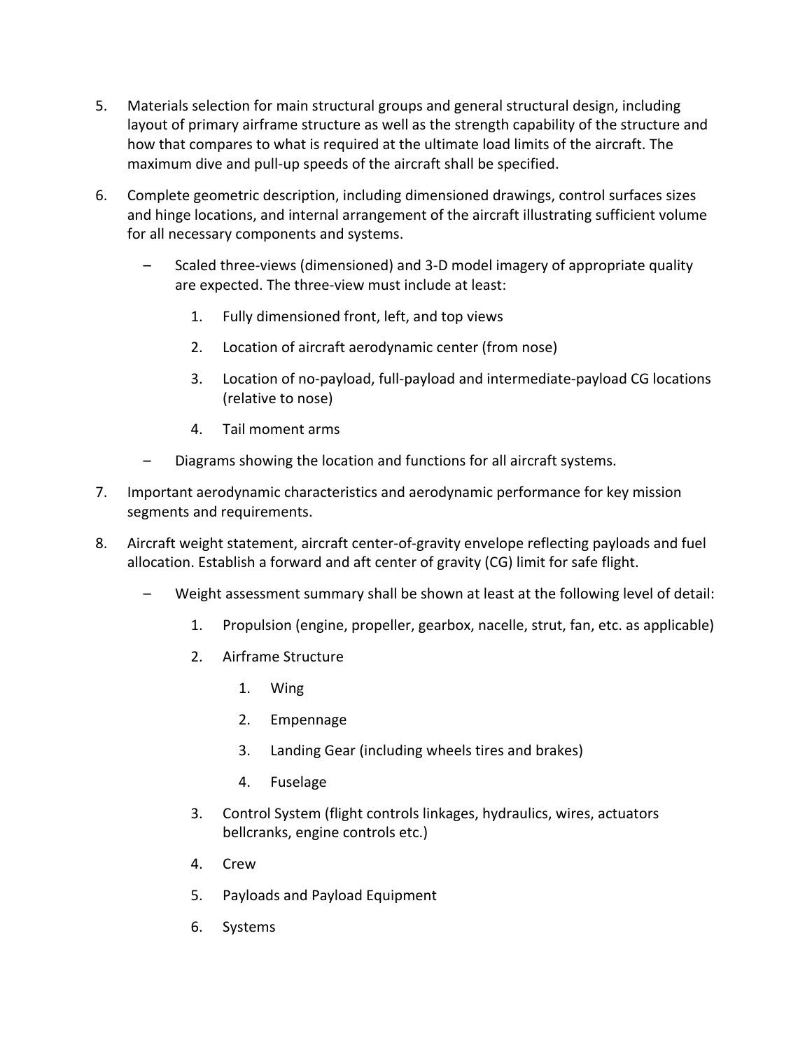5. Materials selection for main structural groups and general structural design, including layout of primary airframe structure as well as the strength capability of the structure and how that compares to what is required at the ultimate load limits of the aircraft. The maximum dive and pull-up speeds of the aircraft shall be specified.

6. Complete geometric description, including dimensioned drawings, control surfaces sizes and hinge locations, and internal arrangement of the aircraft illustrating sufficient volume for all necessary components and systems.

   – Scaled three-views (dimensioned) and 3-D model imagery of appropriate quality are expected. The three-view must include at least:

      1. Fully dimensioned front, left, and top views
      2. Location of aircraft aerodynamic center (from nose)
      3. Location of no-payload, full-payload and intermediate-payload CG locations (relative to nose)
      4. Tail moment arms

   – Diagrams showing the location and functions for all aircraft systems.

7. Important aerodynamic characteristics and aerodynamic performance for key mission segments and requirements.

8. Aircraft weight statement, aircraft center-of-gravity envelope reflecting payloads and fuel allocation. Establish a forward and aft center of gravity (CG) limit for safe flight.

   – Weight assessment summary shall be shown at least at the following level of detail:

      1. Propulsion (engine, propeller, gearbox, nacelle, strut, fan, etc. as applicable)
      2. Airframe Structure
         1. Wing
         2. Empennage
         3. Landing Gear (including wheels tires and brakes)
         4. Fuselage
      3. Control System (flight controls linkages, hydraulics, wires, actuators bellcranks, engine controls etc.)
      4. Crew
      5. Payloads and Payload Equipment
      6. Systems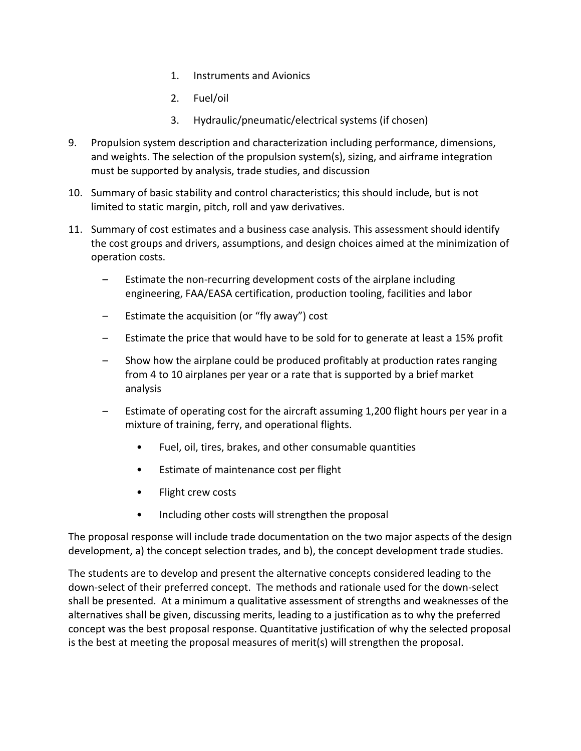1. Instruments and Avionics
2. Fuel/oil
3. Hydraulic/pneumatic/electrical systems (if chosen)

9. Propulsion system description and characterization including performance, dimensions, and weights. The selection of the propulsion system(s), sizing, and airframe integration must be supported by analysis, trade studies, and discussion

10. Summary of basic stability and control characteristics; this should include, but is not limited to static margin, pitch, roll and yaw derivatives.

11. Summary of cost estimates and a business case analysis. This assessment should identify the cost groups and drivers, assumptions, and design choices aimed at the minimization of operation costs.

    – Estimate the non-recurring development costs of the airplane including engineering, FAA/EASA certification, production tooling, facilities and labor
    – Estimate the acquisition (or "fly away") cost
    – Estimate the price that would have to be sold for to generate at least a 15% profit
    – Show how the airplane could be produced profitably at production rates ranging from 4 to 10 airplanes per year or a rate that is supported by a brief market analysis
    – Estimate of operating cost for the aircraft assuming 1,200 flight hours per year in a mixture of training, ferry, and operational flights.
        - Fuel, oil, tires, brakes, and other consumable quantities
        - Estimate of maintenance cost per flight
        - Flight crew costs
        - Including other costs will strengthen the proposal

The proposal response will include trade documentation on the two major aspects of the design development, a) the concept selection trades, and b), the concept development trade studies.

The students are to develop and present the alternative concepts considered leading to the down-select of their preferred concept. The methods and rationale used for the down-select shall be presented. At a minimum a qualitative assessment of strengths and weaknesses of the alternatives shall be given, discussing merits, leading to a justification as to why the preferred concept was the best proposal response. Quantitative justification of why the selected proposal is the best at meeting the proposal measures of merit(s) will strengthen the proposal.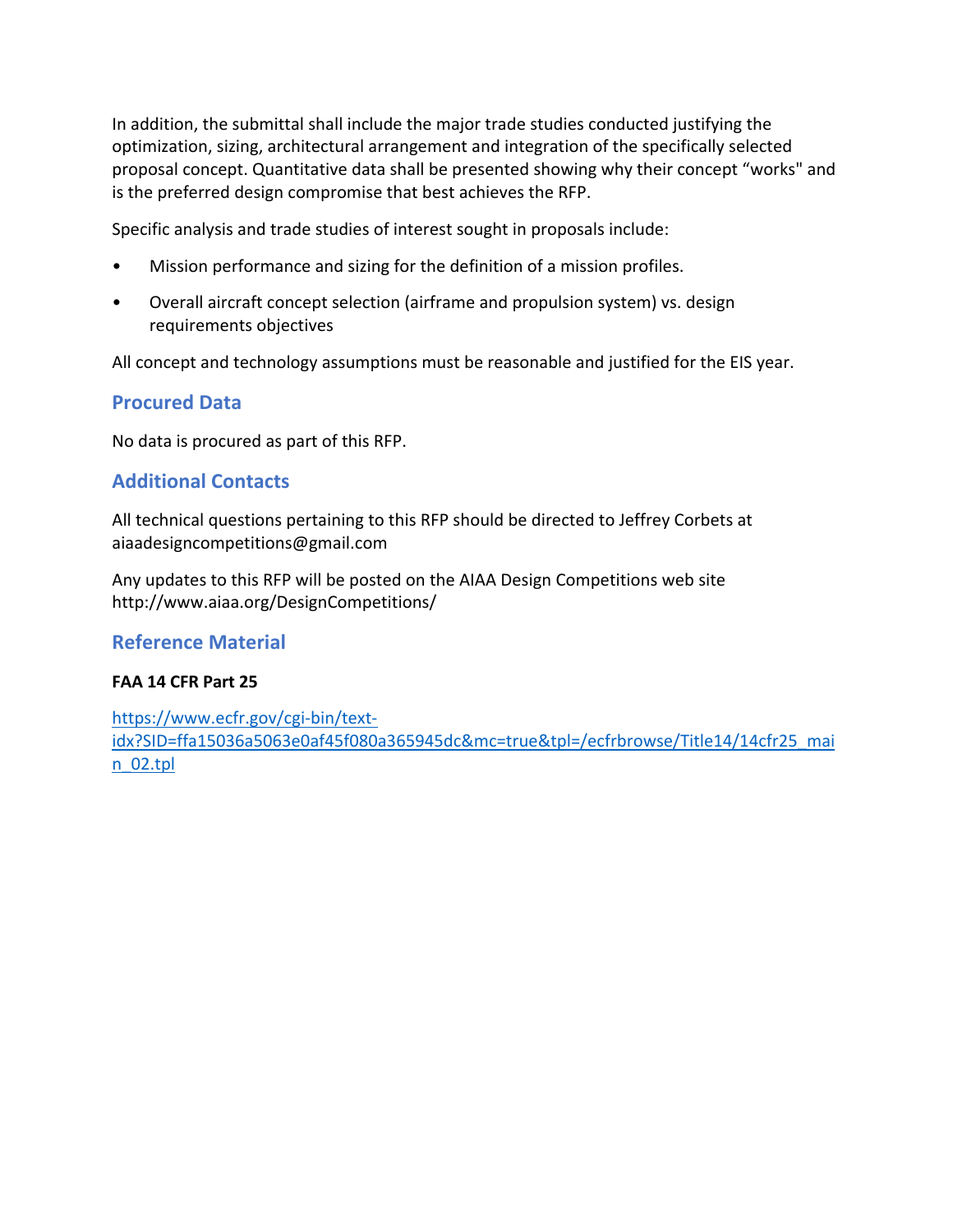In addition, the submittal shall include the major trade studies conducted justifying the optimization, sizing, architectural arrangement and integration of the specifically selected proposal concept. Quantitative data shall be presented showing why their concept "works" and is the preferred design compromise that best achieves the RFP.

Specific analysis and trade studies of interest sought in proposals include:

- Mission performance and sizing for the definition of a mission profiles.
- Overall aircraft concept selection (airframe and propulsion system) vs. design requirements objectives

All concept and technology assumptions must be reasonable and justified for the EIS year.

## Procured Data

No data is procured as part of this RFP.

## Additional Contacts

All technical questions pertaining to this RFP should be directed to Jeffrey Corbets at aiaadesigncompetitions@gmail.com

Any updates to this RFP will be posted on the AIAA Design Competitions web site http://www.aiaa.org/DesignCompetitions/

## Reference Material

**FAA 14 CFR Part 25**

https://www.ecfr.gov/cgi-bin/text-idx?SID=ffa15036a5063e0af45f080a365945dc&mc=true&tpl=/ecfrbrowse/Title14/14cfr25_main_02.tpl